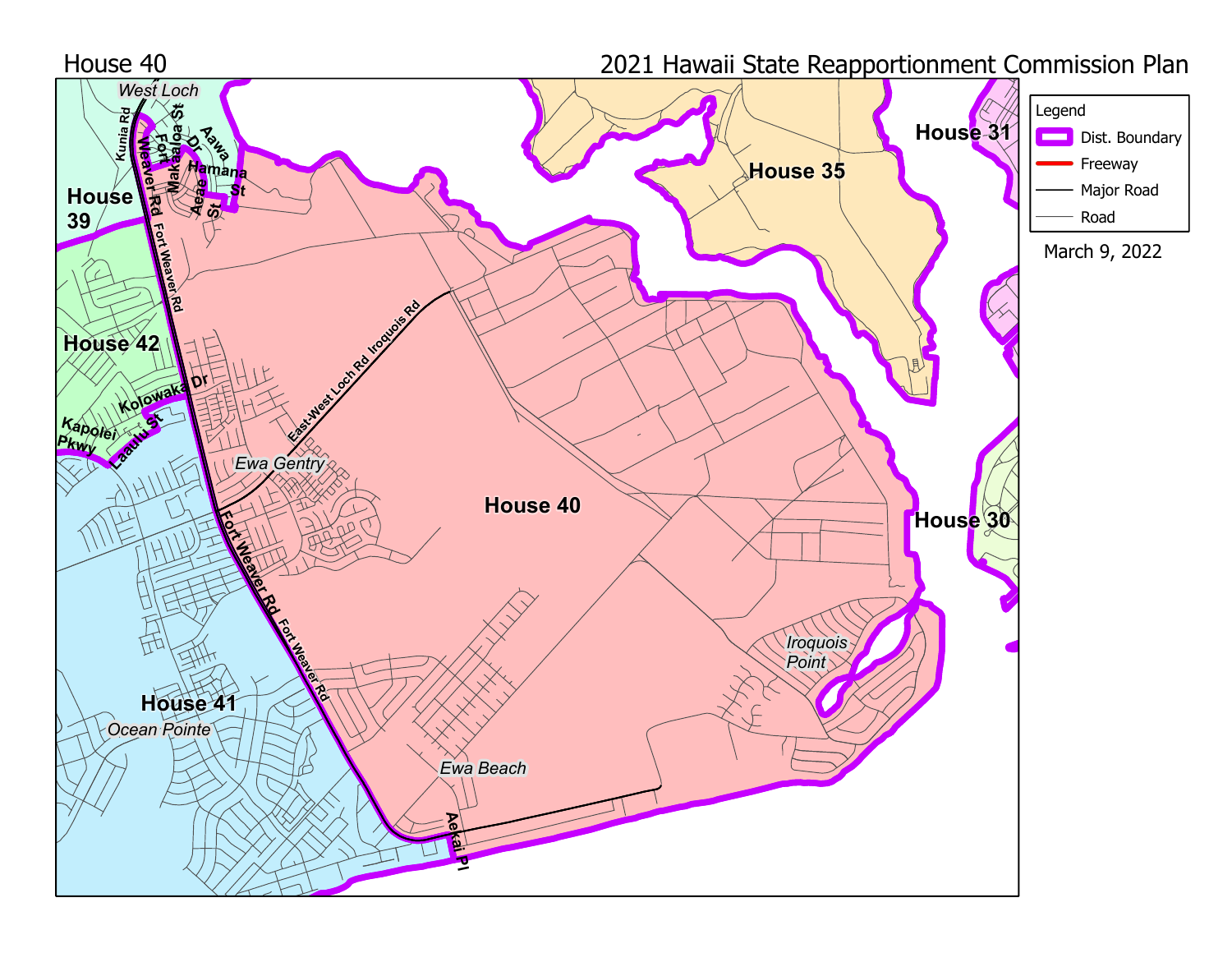House 40

2021 Hawaii State Reapportionment Commission Plan

Legend

- Dist. Boundary
- Freeway
- Major Road
- Road

March 9, 2022

House 31

House 35

House 30

House 39

House 42

House 41

House 40

West Loch

Kunia Rd

Fort Weaver Rd

Makaloa St

Dr

Aawa

Hamana St

Aeae St

Kolowaka Dr

Kapolei Pkwy

Laaulu St

East-West Loch Rd

Iroquois Rd

Ewa Gentry

Iroquois Point

Ocean Pointe

Ewa Beach

Aekai Pl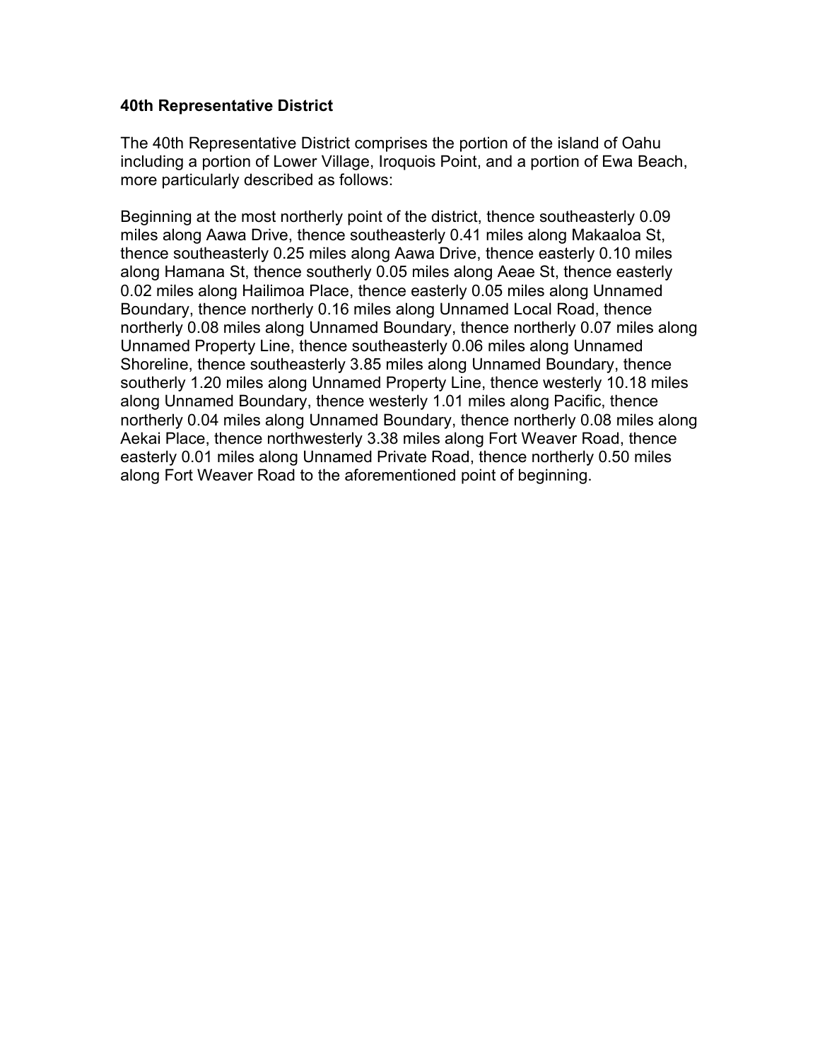**40th Representative District**

The 40th Representative District comprises the portion of the island of Oahu including a portion of Lower Village, Iroquois Point, and a portion of Ewa Beach, more particularly described as follows:

Beginning at the most northerly point of the district, thence southeasterly 0.09 miles along Aawa Drive, thence southeasterly 0.41 miles along Makaaloa St, thence southeasterly 0.25 miles along Aawa Drive, thence easterly 0.10 miles along Hamana St, thence southerly 0.05 miles along Aeae St, thence easterly 0.02 miles along Hailimoa Place, thence easterly 0.05 miles along Unnamed Boundary, thence northerly 0.16 miles along Unnamed Local Road, thence northerly 0.08 miles along Unnamed Boundary, thence northerly 0.07 miles along Unnamed Property Line, thence southeasterly 0.06 miles along Unnamed Shoreline, thence southeasterly 3.85 miles along Unnamed Boundary, thence southerly 1.20 miles along Unnamed Property Line, thence westerly 10.18 miles along Unnamed Boundary, thence westerly 1.01 miles along Pacific, thence northerly 0.04 miles along Unnamed Boundary, thence northerly 0.08 miles along Aekai Place, thence northwesterly 3.38 miles along Fort Weaver Road, thence easterly 0.01 miles along Unnamed Private Road, thence northerly 0.50 miles along Fort Weaver Road to the aforementioned point of beginning.